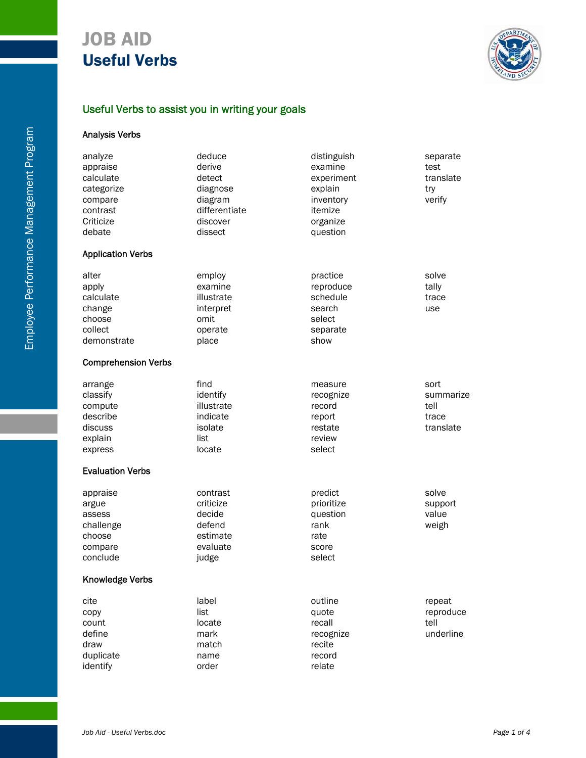# JOB AID
# Useful Verbs

## Useful Verbs to assist you in writing your goals

### Analysis Verbs

| | | | |
|---|---|---|---|
| analyze | deduce | distinguish | separate |
| appraise | derive | examine | test |
| calculate | detect | experiment | translate |
| categorize | diagnose | explain | try |
| compare | diagram | inventory | verify |
| contrast | differentiate | itemize | |
| Criticize | discover | organize | |
| debate | dissect | question | |

### Application Verbs

| | | | |
|---|---|---|---|
| alter | employ | practice | solve |
| apply | examine | reproduce | tally |
| calculate | illustrate | schedule | trace |
| change | interpret | search | use |
| choose | omit | select | |
| collect | operate | separate | |
| demonstrate | place | show | |

### Comprehension Verbs

| | | | |
|---|---|---|---|
| arrange | find | measure | sort |
| classify | identify | recognize | summarize |
| compute | illustrate | record | tell |
| describe | indicate | report | trace |
| discuss | isolate | restate | translate |
| explain | list | review | |
| express | locate | select | |

### Evaluation Verbs

| | | | |
|---|---|---|---|
| appraise | contrast | predict | solve |
| argue | criticize | prioritize | support |
| assess | decide | question | value |
| challenge | defend | rank | weigh |
| choose | estimate | rate | |
| compare | evaluate | score | |
| conclude | judge | select | |

### Knowledge Verbs

| | | | |
|---|---|---|---|
| cite | label | outline | repeat |
| copy | list | quote | reproduce |
| count | locate | recall | tell |
| define | mark | recognize | underline |
| draw | match | recite | |
| duplicate | name | record | |
| identify | order | relate | |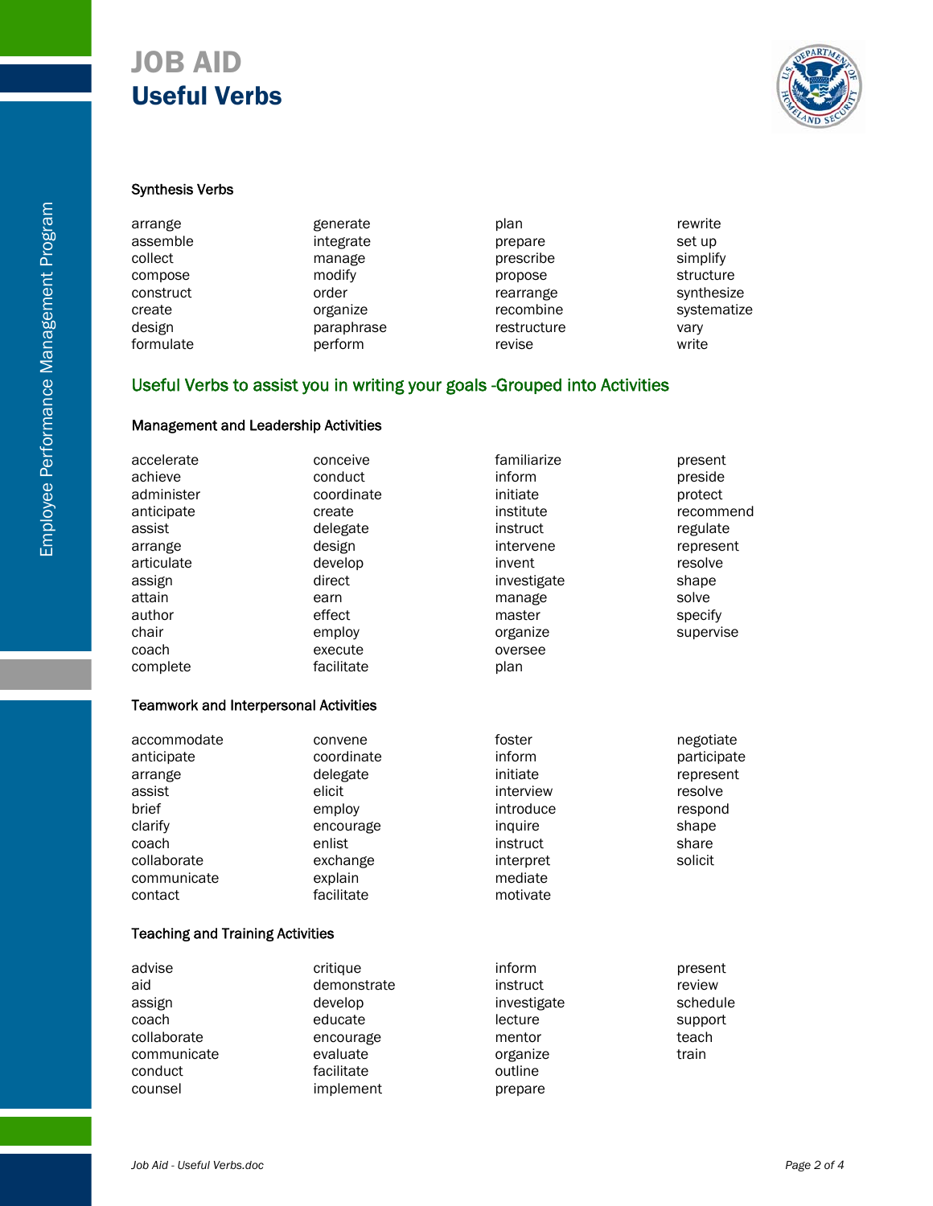# JOB AID
## Useful Verbs

### Synthesis Verbs

| | | | |
|---|---|---|---|
| arrange | generate | plan | rewrite |
| assemble | integrate | prepare | set up |
| collect | manage | prescribe | simplify |
| compose | modify | propose | structure |
| construct | order | rearrange | synthesize |
| create | organize | recombine | systematize |
| design | paraphrase | restructure | vary |
| formulate | perform | revise | write |

## Useful Verbs to assist you in writing your goals -Grouped into Activities

### Management and Leadership Activities

| | | | |
|---|---|---|---|
| accelerate | conceive | familiarize | present |
| achieve | conduct | inform | preside |
| administer | coordinate | initiate | protect |
| anticipate | create | institute | recommend |
| assist | delegate | instruct | regulate |
| arrange | design | intervene | represent |
| articulate | develop | invent | resolve |
| assign | direct | investigate | shape |
| attain | earn | manage | solve |
| author | effect | master | specify |
| chair | employ | organize | supervise |
| coach | execute | oversee | |
| complete | facilitate | plan | |

### Teamwork and Interpersonal Activities

| | | | |
|---|---|---|---|
| accommodate | convene | foster | negotiate |
| anticipate | coordinate | inform | participate |
| arrange | delegate | initiate | represent |
| assist | elicit | interview | resolve |
| brief | employ | introduce | respond |
| clarify | encourage | inquire | shape |
| coach | enlist | instruct | share |
| collaborate | exchange | interpret | solicit |
| communicate | explain | mediate | |
| contact | facilitate | motivate | |

### Teaching and Training Activities

| | | | |
|---|---|---|---|
| advise | critique | inform | present |
| aid | demonstrate | instruct | review |
| assign | develop | investigate | schedule |
| coach | educate | lecture | support |
| collaborate | encourage | mentor | teach |
| communicate | evaluate | organize | train |
| conduct | facilitate | outline | |
| counsel | implement | prepare | |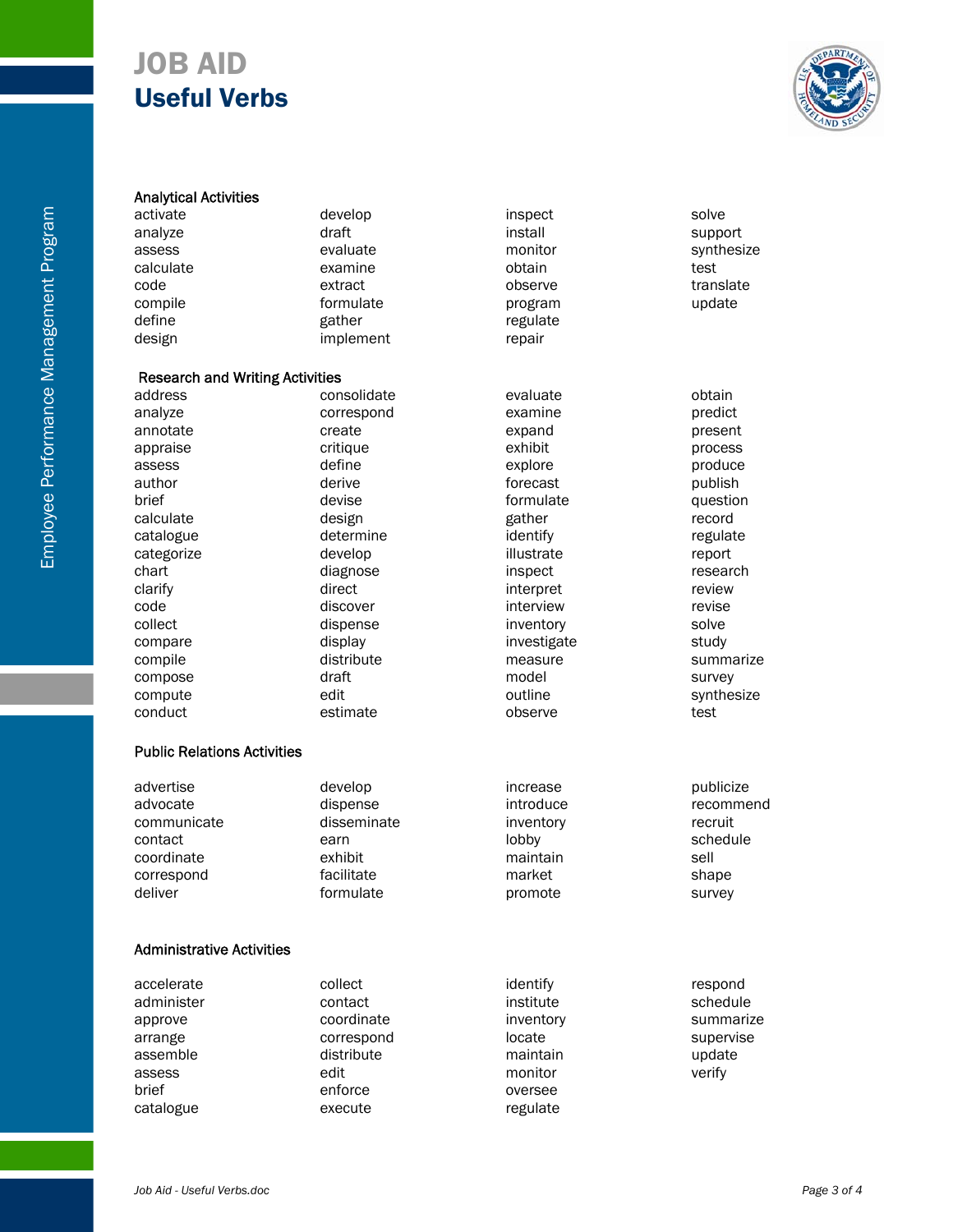# JOB AID
# Useful Verbs

### Analytical Activities

| | | | |
|---|---|---|---|
| activate | develop | inspect | solve |
| analyze | draft | install | support |
| assess | evaluate | monitor | synthesize |
| calculate | examine | obtain | test |
| code | extract | observe | translate |
| compile | formulate | program | update |
| define | gather | regulate | |
| design | implement | repair | |

### Research and Writing Activities

| | | | |
|---|---|---|---|
| address | consolidate | evaluate | obtain |
| analyze | correspond | examine | predict |
| annotate | create | expand | present |
| appraise | critique | exhibit | process |
| assess | define | explore | produce |
| author | derive | forecast | publish |
| brief | devise | formulate | question |
| calculate | design | gather | record |
| catalogue | determine | identify | regulate |
| categorize | develop | illustrate | report |
| chart | diagnose | inspect | research |
| clarify | direct | interpret | review |
| code | discover | interview | revise |
| collect | dispense | inventory | solve |
| compare | display | investigate | study |
| compile | distribute | measure | summarize |
| compose | draft | model | survey |
| compute | edit | outline | synthesize |
| conduct | estimate | observe | test |

### Public Relations Activities

| | | | |
|---|---|---|---|
| advertise | develop | increase | publicize |
| advocate | dispense | introduce | recommend |
| communicate | disseminate | inventory | recruit |
| contact | earn | lobby | schedule |
| coordinate | exhibit | maintain | sell |
| correspond | facilitate | market | shape |
| deliver | formulate | promote | survey |

### Administrative Activities

| | | | |
|---|---|---|---|
| accelerate | collect | identify | respond |
| administer | contact | institute | schedule |
| approve | coordinate | inventory | summarize |
| arrange | correspond | locate | supervise |
| assemble | distribute | maintain | update |
| assess | edit | monitor | verify |
| brief | enforce | oversee | |
| catalogue | execute | regulate | |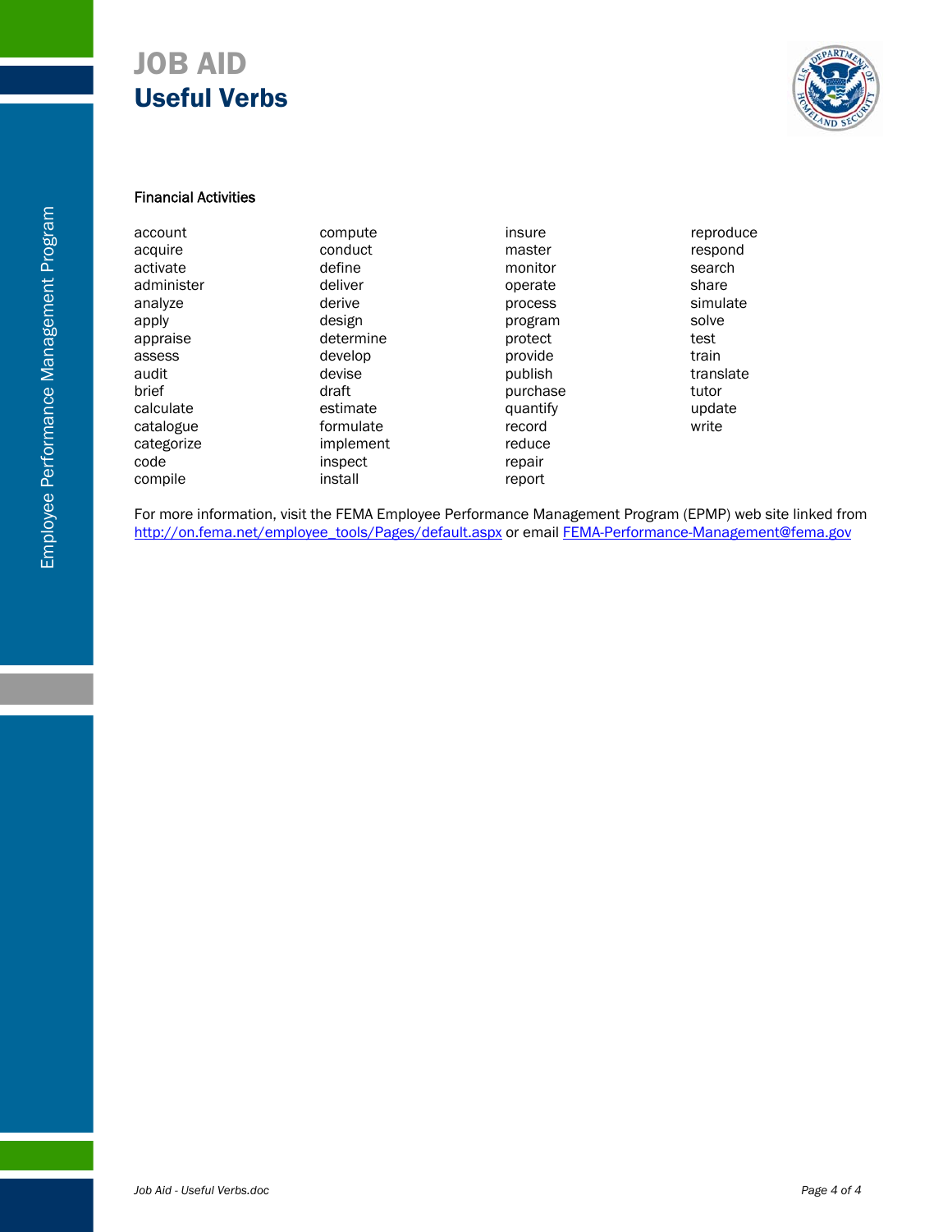# JOB AID
## Useful Verbs

Employee Performance Management Program

### Financial Activities

| | | | |
|---|---|---|---|
| account | compute | insure | reproduce |
| acquire | conduct | master | respond |
| activate | define | monitor | search |
| administer | deliver | operate | share |
| analyze | derive | process | simulate |
| apply | design | program | solve |
| appraise | determine | protect | test |
| assess | develop | provide | train |
| audit | devise | publish | translate |
| brief | draft | purchase | tutor |
| calculate | estimate | quantify | update |
| catalogue | formulate | record | write |
| categorize | implement | reduce | |
| code | inspect | repair | |
| compile | install | report | |

For more information, visit the FEMA Employee Performance Management Program (EPMP) web site linked from http://on.fema.net/employee_tools/Pages/default.aspx or email FEMA-Performance-Management@fema.gov